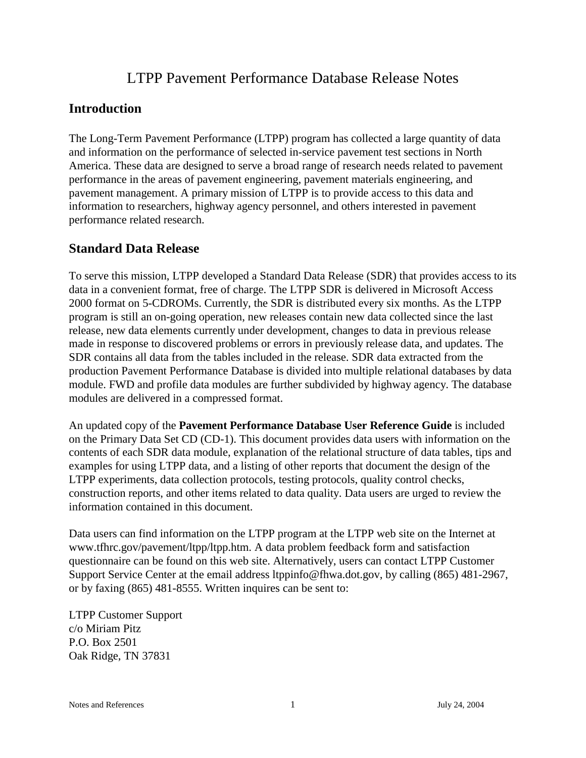# LTPP Pavement Performance Database Release Notes

## Introduction

The Long-Term Pavement Performance (LTPP) program has collected a large quantity of data and information on the performance of selected in-service pavement test sections in North America. These data are designed to serve a broad range of research needs related to pavement performance in the areas of pavement engineering, pavement materials engineering, and pavement management. A primary mission of LTPP is to provide access to this data and information to researchers, highway agency personnel, and others interested in pavement performance related research.

## Standard Data Release

To serve this mission, LTPP developed a Standard Data Release (SDR) that provides access to its data in a convenient format, free of charge. The LTPP SDR is delivered in Microsoft Access 2000 format on 5-CDROMs. Currently, the SDR is distributed every six months. As the LTPP program is still an on-going operation, new releases contain new data collected since the last release, new data elements currently under development, changes to data in previous release made in response to discovered problems or errors in previously release data, and updates. The SDR contains all data from the tables included in the release. SDR data extracted from the production Pavement Performance Database is divided into multiple relational databases by data module. FWD and profile data modules are further subdivided by highway agency. The database modules are delivered in a compressed format.

An updated copy of the **Pavement Performance Database User Reference Guide** is included on the Primary Data Set CD (CD-1). This document provides data users with information on the contents of each SDR data module, explanation of the relational structure of data tables, tips and examples for using LTPP data, and a listing of other reports that document the design of the LTPP experiments, data collection protocols, testing protocols, quality control checks, construction reports, and other items related to data quality. Data users are urged to review the information contained in this document.

Data users can find information on the LTPP program at the LTPP web site on the Internet at www.tfhrc.gov/pavement/ltpp/ltpp.htm. A data problem feedback form and satisfaction questionnaire can be found on this web site. Alternatively, users can contact LTPP Customer Support Service Center at the email address ltppinfo@fhwa.dot.gov, by calling (865) 481-2967, or by faxing (865) 481-8555. Written inquires can be sent to:

LTPP Customer Support  
c/o Miriam Pitz  
P.O. Box 2501  
Oak Ridge, TN 37831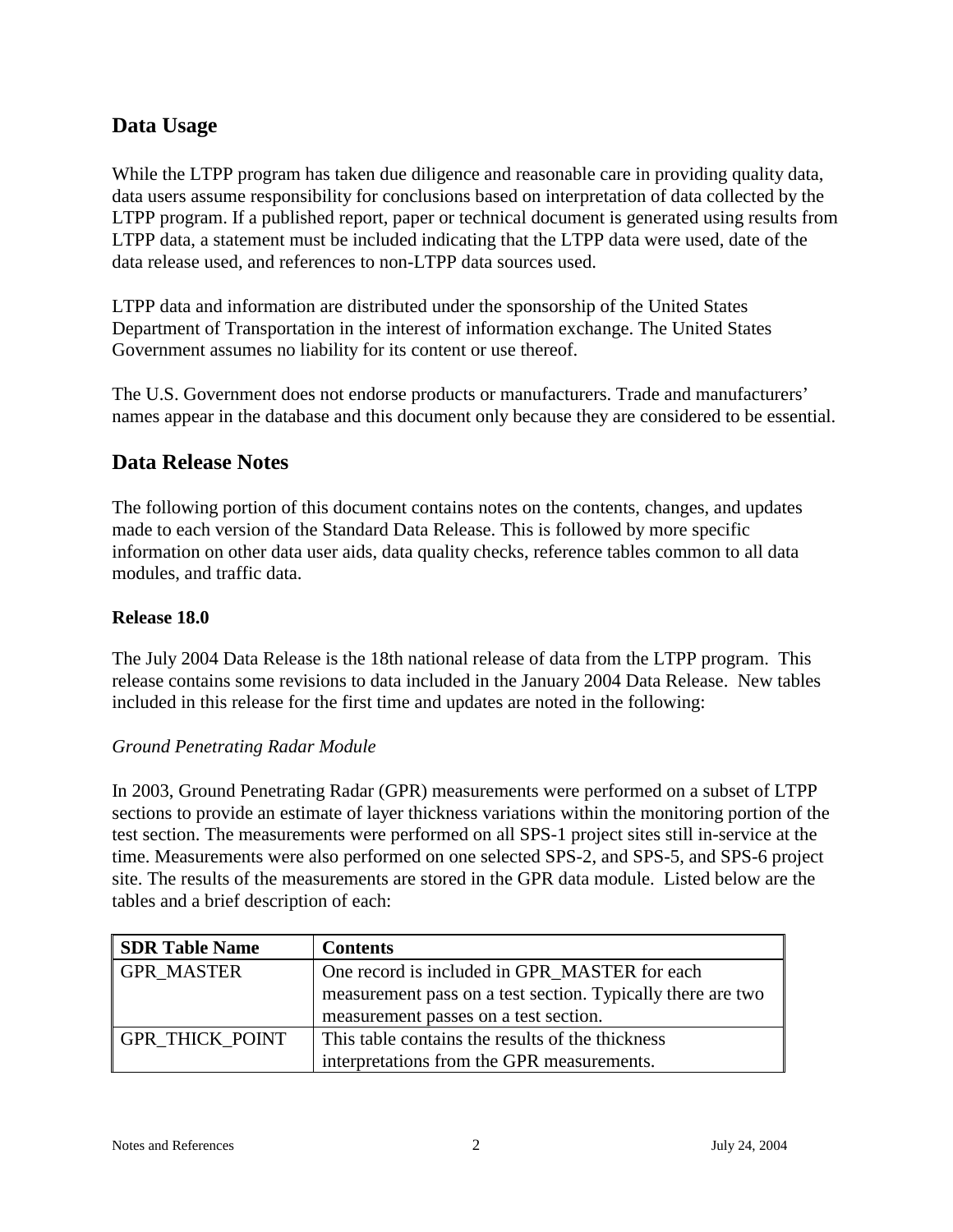## Data Usage

While the LTPP program has taken due diligence and reasonable care in providing quality data, data users assume responsibility for conclusions based on interpretation of data collected by the LTPP program. If a published report, paper or technical document is generated using results from LTPP data, a statement must be included indicating that the LTPP data were used, date of the data release used, and references to non-LTPP data sources used.

LTPP data and information are distributed under the sponsorship of the United States Department of Transportation in the interest of information exchange. The United States Government assumes no liability for its content or use thereof.

The U.S. Government does not endorse products or manufacturers. Trade and manufacturers' names appear in the database and this document only because they are considered to be essential.

## Data Release Notes

The following portion of this document contains notes on the contents, changes, and updates made to each version of the Standard Data Release. This is followed by more specific information on other data user aids, data quality checks, reference tables common to all data modules, and traffic data.

### Release 18.0

The July 2004 Data Release is the 18th national release of data from the LTPP program. This release contains some revisions to data included in the January 2004 Data Release. New tables included in this release for the first time and updates are noted in the following:

*Ground Penetrating Radar Module*

In 2003, Ground Penetrating Radar (GPR) measurements were performed on a subset of LTPP sections to provide an estimate of layer thickness variations within the monitoring portion of the test section. The measurements were performed on all SPS-1 project sites still in-service at the time. Measurements were also performed on one selected SPS-2, and SPS-5, and SPS-6 project site. The results of the measurements are stored in the GPR data module. Listed below are the tables and a brief description of each:

| SDR Table Name | Contents |
|---|---|
| GPR_MASTER | One record is included in GPR_MASTER for each measurement pass on a test section. Typically there are two measurement passes on a test section. |
| GPR_THICK_POINT | This table contains the results of the thickness interpretations from the GPR measurements. |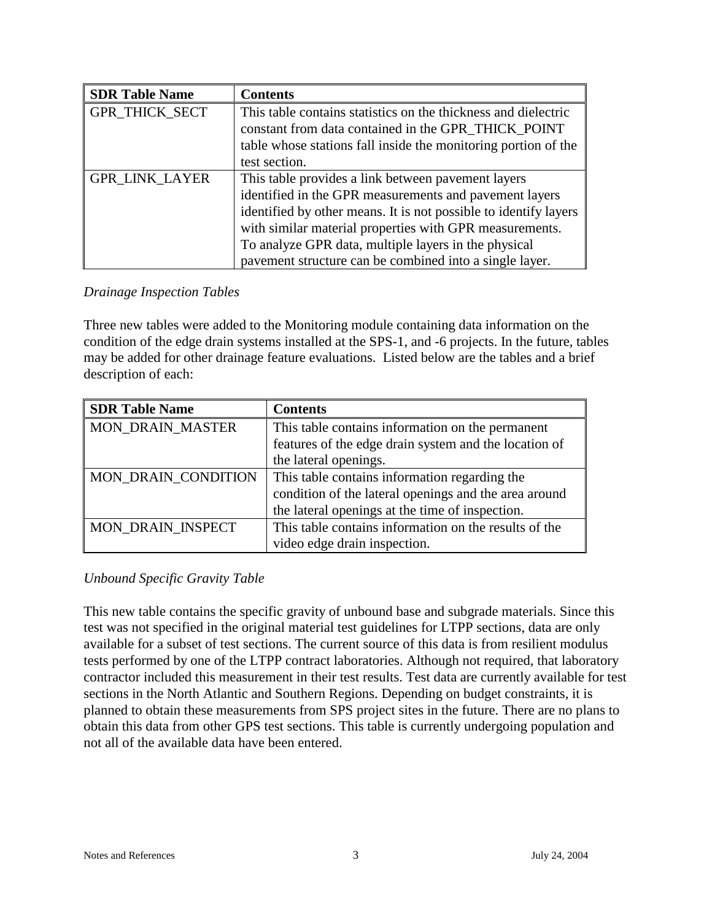| SDR Table Name | Contents |
| --- | --- |
| GPR_THICK_SECT | This table contains statistics on the thickness and dielectric constant from data contained in the GPR_THICK_POINT table whose stations fall inside the monitoring portion of the test section. |
| GPR_LINK_LAYER | This table provides a link between pavement layers identified in the GPR measurements and pavement layers identified by other means. It is not possible to identify layers with similar material properties with GPR measurements. To analyze GPR data, multiple layers in the physical pavement structure can be combined into a single layer. |

*Drainage Inspection Tables*

Three new tables were added to the Monitoring module containing data information on the condition of the edge drain systems installed at the SPS-1, and -6 projects. In the future, tables may be added for other drainage feature evaluations. Listed below are the tables and a brief description of each:

| SDR Table Name | Contents |
| --- | --- |
| MON_DRAIN_MASTER | This table contains information on the permanent features of the edge drain system and the location of the lateral openings. |
| MON_DRAIN_CONDITION | This table contains information regarding the condition of the lateral openings and the area around the lateral openings at the time of inspection. |
| MON_DRAIN_INSPECT | This table contains information on the results of the video edge drain inspection. |

*Unbound Specific Gravity Table*

This new table contains the specific gravity of unbound base and subgrade materials. Since this test was not specified in the original material test guidelines for LTPP sections, data are only available for a subset of test sections. The current source of this data is from resilient modulus tests performed by one of the LTPP contract laboratories. Although not required, that laboratory contractor included this measurement in their test results. Test data are currently available for test sections in the North Atlantic and Southern Regions. Depending on budget constraints, it is planned to obtain these measurements from SPS project sites in the future. There are no plans to obtain this data from other GPS test sections. This table is currently undergoing population and not all of the available data have been entered.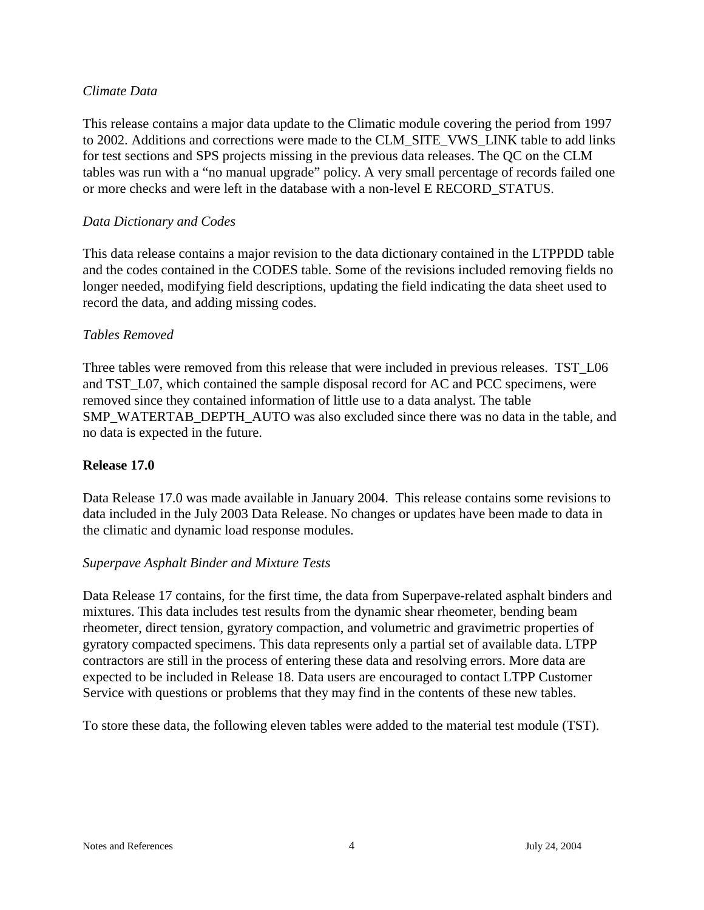*Climate Data*

This release contains a major data update to the Climatic module covering the period from 1997 to 2002. Additions and corrections were made to the CLM_SITE_VWS_LINK table to add links for test sections and SPS projects missing in the previous data releases. The QC on the CLM tables was run with a "no manual upgrade" policy. A very small percentage of records failed one or more checks and were left in the database with a non-level E RECORD_STATUS.

*Data Dictionary and Codes*

This data release contains a major revision to the data dictionary contained in the LTPPDD table and the codes contained in the CODES table. Some of the revisions included removing fields no longer needed, modifying field descriptions, updating the field indicating the data sheet used to record the data, and adding missing codes.

*Tables Removed*

Three tables were removed from this release that were included in previous releases. TST_L06 and TST_L07, which contained the sample disposal record for AC and PCC specimens, were removed since they contained information of little use to a data analyst. The table SMP_WATERTAB_DEPTH_AUTO was also excluded since there was no data in the table, and no data is expected in the future.

**Release 17.0**

Data Release 17.0 was made available in January 2004. This release contains some revisions to data included in the July 2003 Data Release. No changes or updates have been made to data in the climatic and dynamic load response modules.

*Superpave Asphalt Binder and Mixture Tests*

Data Release 17 contains, for the first time, the data from Superpave-related asphalt binders and mixtures. This data includes test results from the dynamic shear rheometer, bending beam rheometer, direct tension, gyratory compaction, and volumetric and gravimetric properties of gyratory compacted specimens. This data represents only a partial set of available data. LTPP contractors are still in the process of entering these data and resolving errors. More data are expected to be included in Release 18. Data users are encouraged to contact LTPP Customer Service with questions or problems that they may find in the contents of these new tables.

To store these data, the following eleven tables were added to the material test module (TST).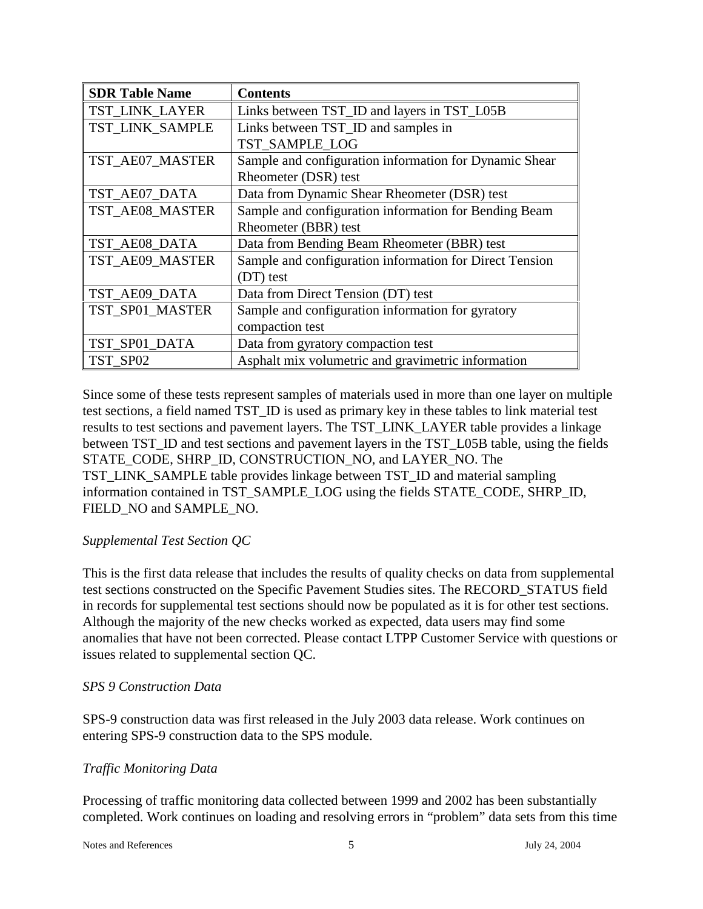| SDR Table Name | Contents |
| --- | --- |
| TST_LINK_LAYER | Links between TST_ID and layers in TST_L05B |
| TST_LINK_SAMPLE | Links between TST_ID and samples in TST_SAMPLE_LOG |
| TST_AE07_MASTER | Sample and configuration information for Dynamic Shear Rheometer (DSR) test |
| TST_AE07_DATA | Data from Dynamic Shear Rheometer (DSR) test |
| TST_AE08_MASTER | Sample and configuration information for Bending Beam Rheometer (BBR) test |
| TST_AE08_DATA | Data from Bending Beam Rheometer (BBR) test |
| TST_AE09_MASTER | Sample and configuration information for Direct Tension (DT) test |
| TST_AE09_DATA | Data from Direct Tension (DT) test |
| TST_SP01_MASTER | Sample and configuration information for gyratory compaction test |
| TST_SP01_DATA | Data from gyratory compaction test |
| TST_SP02 | Asphalt mix volumetric and gravimetric information |

Since some of these tests represent samples of materials used in more than one layer on multiple test sections, a field named TST_ID is used as primary key in these tables to link material test results to test sections and pavement layers. The TST_LINK_LAYER table provides a linkage between TST_ID and test sections and pavement layers in the TST_L05B table, using the fields STATE_CODE, SHRP_ID, CONSTRUCTION_NO, and LAYER_NO. The TST_LINK_SAMPLE table provides linkage between TST_ID and material sampling information contained in TST_SAMPLE_LOG using the fields STATE_CODE, SHRP_ID, FIELD_NO and SAMPLE_NO.

*Supplemental Test Section QC*

This is the first data release that includes the results of quality checks on data from supplemental test sections constructed on the Specific Pavement Studies sites. The RECORD_STATUS field in records for supplemental test sections should now be populated as it is for other test sections. Although the majority of the new checks worked as expected, data users may find some anomalies that have not been corrected. Please contact LTPP Customer Service with questions or issues related to supplemental section QC.

*SPS 9 Construction Data*

SPS-9 construction data was first released in the July 2003 data release. Work continues on entering SPS-9 construction data to the SPS module.

*Traffic Monitoring Data*

Processing of traffic monitoring data collected between 1999 and 2002 has been substantially completed. Work continues on loading and resolving errors in "problem" data sets from this time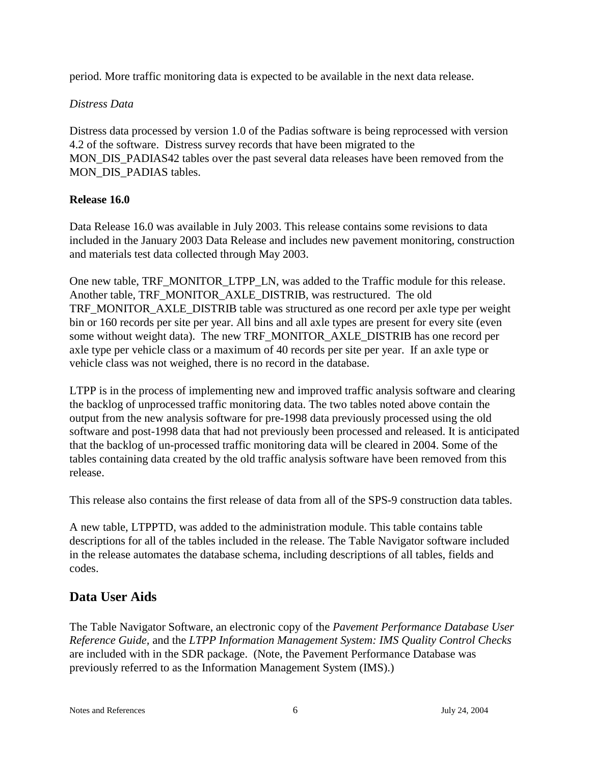period. More traffic monitoring data is expected to be available in the next data release.

*Distress Data*

Distress data processed by version 1.0 of the Padias software is being reprocessed with version 4.2 of the software. Distress survey records that have been migrated to the MON_DIS_PADIAS42 tables over the past several data releases have been removed from the MON_DIS_PADIAS tables.

**Release 16.0**

Data Release 16.0 was available in July 2003. This release contains some revisions to data included in the January 2003 Data Release and includes new pavement monitoring, construction and materials test data collected through May 2003.

One new table, TRF_MONITOR_LTPP_LN, was added to the Traffic module for this release. Another table, TRF_MONITOR_AXLE_DISTRIB, was restructured. The old TRF_MONITOR_AXLE_DISTRIB table was structured as one record per axle type per weight bin or 160 records per site per year. All bins and all axle types are present for every site (even some without weight data). The new TRF_MONITOR_AXLE_DISTRIB has one record per axle type per vehicle class or a maximum of 40 records per site per year. If an axle type or vehicle class was not weighed, there is no record in the database.

LTPP is in the process of implementing new and improved traffic analysis software and clearing the backlog of unprocessed traffic monitoring data. The two tables noted above contain the output from the new analysis software for pre-1998 data previously processed using the old software and post-1998 data that had not previously been processed and released. It is anticipated that the backlog of un-processed traffic monitoring data will be cleared in 2004. Some of the tables containing data created by the old traffic analysis software have been removed from this release.

This release also contains the first release of data from all of the SPS-9 construction data tables.

A new table, LTPPTD, was added to the administration module. This table contains table descriptions for all of the tables included in the release. The Table Navigator software included in the release automates the database schema, including descriptions of all tables, fields and codes.

## Data User Aids

The Table Navigator Software, an electronic copy of the *Pavement Performance Database User Reference Guide,* and the *LTPP Information Management System: IMS Quality Control Checks* are included with in the SDR package. (Note, the Pavement Performance Database was previously referred to as the Information Management System (IMS).)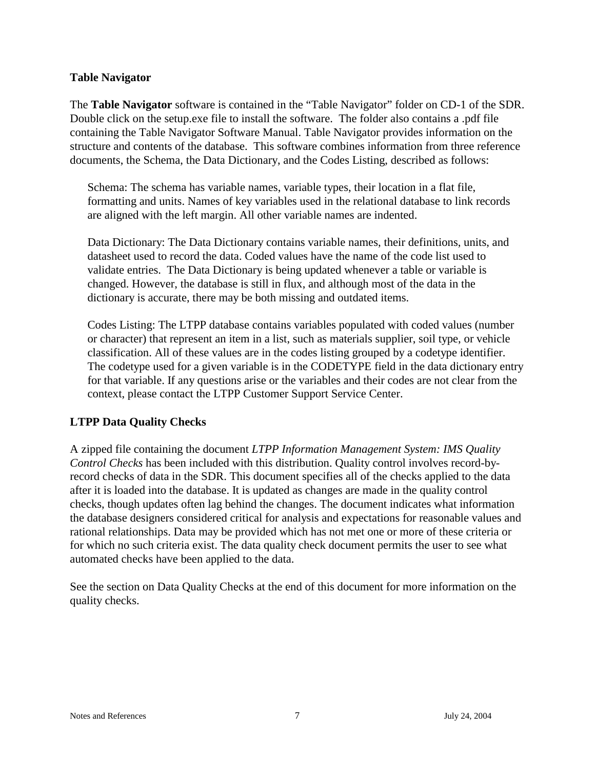### Table Navigator

The **Table Navigator** software is contained in the "Table Navigator" folder on CD-1 of the SDR. Double click on the setup.exe file to install the software. The folder also contains a .pdf file containing the Table Navigator Software Manual. Table Navigator provides information on the structure and contents of the database. This software combines information from three reference documents, the Schema, the Data Dictionary, and the Codes Listing, described as follows:

> Schema: The schema has variable names, variable types, their location in a flat file, formatting and units. Names of key variables used in the relational database to link records are aligned with the left margin. All other variable names are indented.
>
> Data Dictionary: The Data Dictionary contains variable names, their definitions, units, and datasheet used to record the data. Coded values have the name of the code list used to validate entries. The Data Dictionary is being updated whenever a table or variable is changed. However, the database is still in flux, and although most of the data in the dictionary is accurate, there may be both missing and outdated items.
>
> Codes Listing: The LTPP database contains variables populated with coded values (number or character) that represent an item in a list, such as materials supplier, soil type, or vehicle classification. All of these values are in the codes listing grouped by a codetype identifier. The codetype used for a given variable is in the CODETYPE field in the data dictionary entry for that variable. If any questions arise or the variables and their codes are not clear from the context, please contact the LTPP Customer Support Service Center.

### LTPP Data Quality Checks

A zipped file containing the document *LTPP Information Management System: IMS Quality Control Checks* has been included with this distribution. Quality control involves record-by-record checks of data in the SDR. This document specifies all of the checks applied to the data after it is loaded into the database. It is updated as changes are made in the quality control checks, though updates often lag behind the changes. The document indicates what information the database designers considered critical for analysis and expectations for reasonable values and rational relationships. Data may be provided which has not met one or more of these criteria or for which no such criteria exist. The data quality check document permits the user to see what automated checks have been applied to the data.

See the section on Data Quality Checks at the end of this document for more information on the quality checks.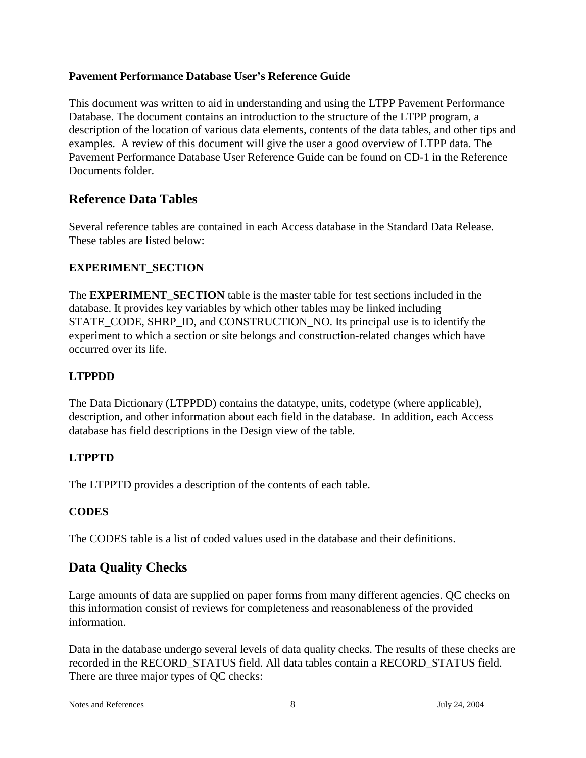**Pavement Performance Database User's Reference Guide**

This document was written to aid in understanding and using the LTPP Pavement Performance Database. The document contains an introduction to the structure of the LTPP program, a description of the location of various data elements, contents of the data tables, and other tips and examples. A review of this document will give the user a good overview of LTPP data. The Pavement Performance Database User Reference Guide can be found on CD-1 in the Reference Documents folder.

## Reference Data Tables

Several reference tables are contained in each Access database in the Standard Data Release. These tables are listed below:

### EXPERIMENT_SECTION

The **EXPERIMENT_SECTION** table is the master table for test sections included in the database. It provides key variables by which other tables may be linked including STATE_CODE, SHRP_ID, and CONSTRUCTION_NO. Its principal use is to identify the experiment to which a section or site belongs and construction-related changes which have occurred over its life.

### LTPPDD

The Data Dictionary (LTPPDD) contains the datatype, units, codetype (where applicable), description, and other information about each field in the database. In addition, each Access database has field descriptions in the Design view of the table.

### LTPPTD

The LTPPTD provides a description of the contents of each table.

### CODES

The CODES table is a list of coded values used in the database and their definitions.

## Data Quality Checks

Large amounts of data are supplied on paper forms from many different agencies. QC checks on this information consist of reviews for completeness and reasonableness of the provided information.

Data in the database undergo several levels of data quality checks. The results of these checks are recorded in the RECORD_STATUS field. All data tables contain a RECORD_STATUS field. There are three major types of QC checks: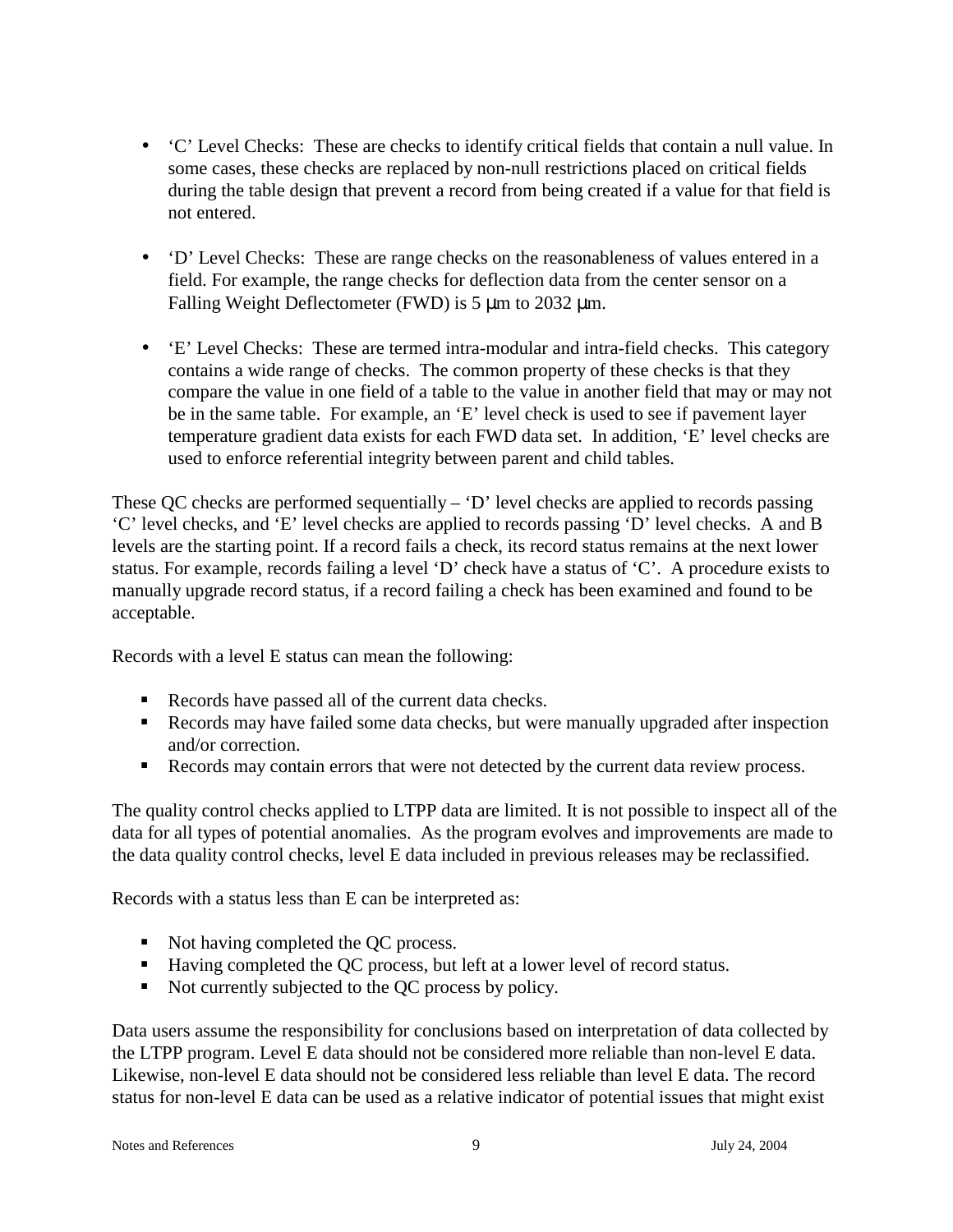- 'C' Level Checks: These are checks to identify critical fields that contain a null value. In some cases, these checks are replaced by non-null restrictions placed on critical fields during the table design that prevent a record from being created if a value for that field is not entered.

- 'D' Level Checks: These are range checks on the reasonableness of values entered in a field. For example, the range checks for deflection data from the center sensor on a Falling Weight Deflectometer (FWD) is 5 μm to 2032 μm.

- 'E' Level Checks: These are termed intra-modular and intra-field checks. This category contains a wide range of checks. The common property of these checks is that they compare the value in one field of a table to the value in another field that may or may not be in the same table. For example, an 'E' level check is used to see if pavement layer temperature gradient data exists for each FWD data set. In addition, 'E' level checks are used to enforce referential integrity between parent and child tables.

These QC checks are performed sequentially – 'D' level checks are applied to records passing 'C' level checks, and 'E' level checks are applied to records passing 'D' level checks. A and B levels are the starting point. If a record fails a check, its record status remains at the next lower status. For example, records failing a level 'D' check have a status of 'C'. A procedure exists to manually upgrade record status, if a record failing a check has been examined and found to be acceptable.

Records with a level E status can mean the following:

- Records have passed all of the current data checks.
- Records may have failed some data checks, but were manually upgraded after inspection and/or correction.
- Records may contain errors that were not detected by the current data review process.

The quality control checks applied to LTPP data are limited. It is not possible to inspect all of the data for all types of potential anomalies. As the program evolves and improvements are made to the data quality control checks, level E data included in previous releases may be reclassified.

Records with a status less than E can be interpreted as:

- Not having completed the QC process.
- Having completed the QC process, but left at a lower level of record status.
- Not currently subjected to the QC process by policy.

Data users assume the responsibility for conclusions based on interpretation of data collected by the LTPP program. Level E data should not be considered more reliable than non-level E data. Likewise, non-level E data should not be considered less reliable than level E data. The record status for non-level E data can be used as a relative indicator of potential issues that might exist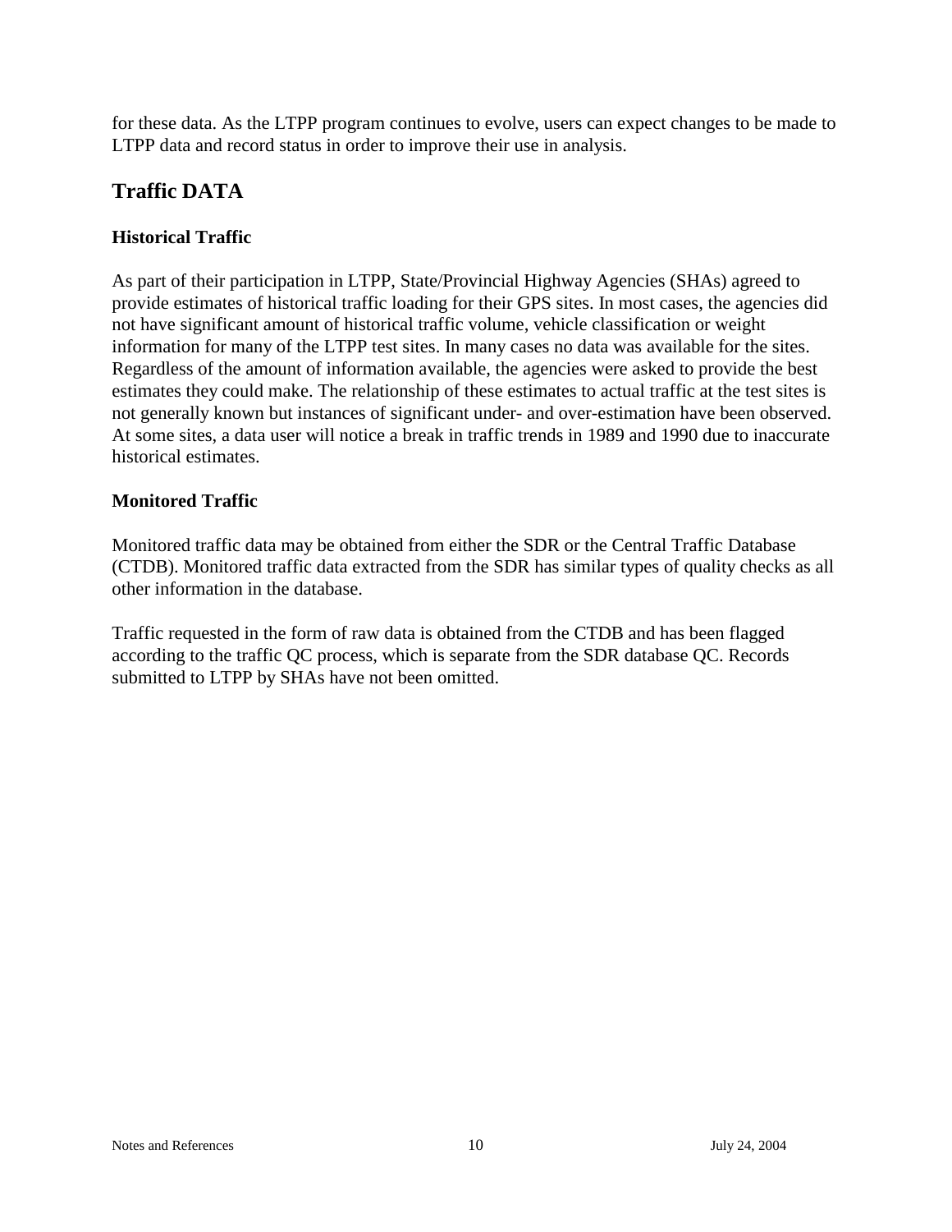for these data. As the LTPP program continues to evolve, users can expect changes to be made to LTPP data and record status in order to improve their use in analysis.

## Traffic DATA

### Historical Traffic

As part of their participation in LTPP, State/Provincial Highway Agencies (SHAs) agreed to provide estimates of historical traffic loading for their GPS sites. In most cases, the agencies did not have significant amount of historical traffic volume, vehicle classification or weight information for many of the LTPP test sites. In many cases no data was available for the sites. Regardless of the amount of information available, the agencies were asked to provide the best estimates they could make. The relationship of these estimates to actual traffic at the test sites is not generally known but instances of significant under- and over-estimation have been observed. At some sites, a data user will notice a break in traffic trends in 1989 and 1990 due to inaccurate historical estimates.

### Monitored Traffic

Monitored traffic data may be obtained from either the SDR or the Central Traffic Database (CTDB). Monitored traffic data extracted from the SDR has similar types of quality checks as all other information in the database.

Traffic requested in the form of raw data is obtained from the CTDB and has been flagged according to the traffic QC process, which is separate from the SDR database QC. Records submitted to LTPP by SHAs have not been omitted.